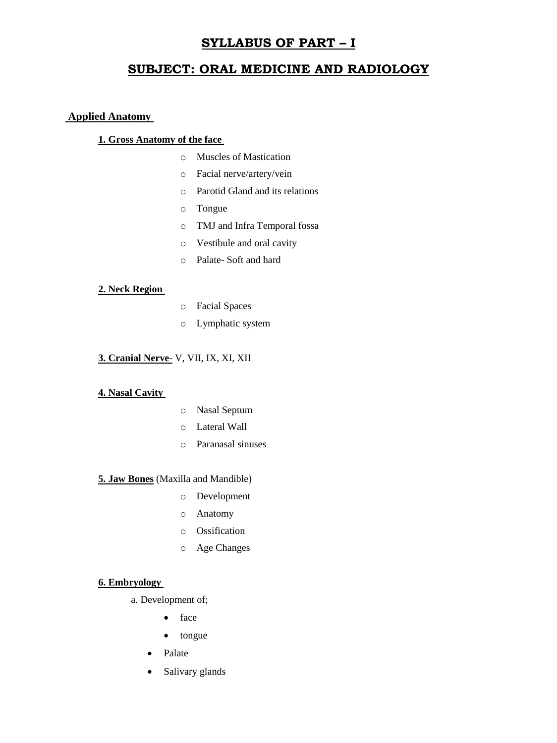# SYLLABUS OF PART – I

## SUBJECT: ORAL MEDICINE AND RADIOLOGY

### Applied Anatomy

**1. Gross Anatomy of the face**

- Muscles of Mastication
- Facial nerve/artery/vein
- Parotid Gland and its relations
- Tongue
- TMJ and Infra Temporal fossa
- Vestibule and oral cavity
- Palate- Soft and hard

**2. Neck Region**

- Facial Spaces
- Lymphatic system

**3. Cranial Nerve**- V, VII, IX, XI, XII

**4. Nasal Cavity**

- Nasal Septum
- Lateral Wall
- Paranasal sinuses

**5. Jaw Bones** (Maxilla and Mandible)

- Development
- Anatomy
- Ossification
- Age Changes

**6. Embryology**

a. Development of;

- face
- tongue
- Palate
- Salivary glands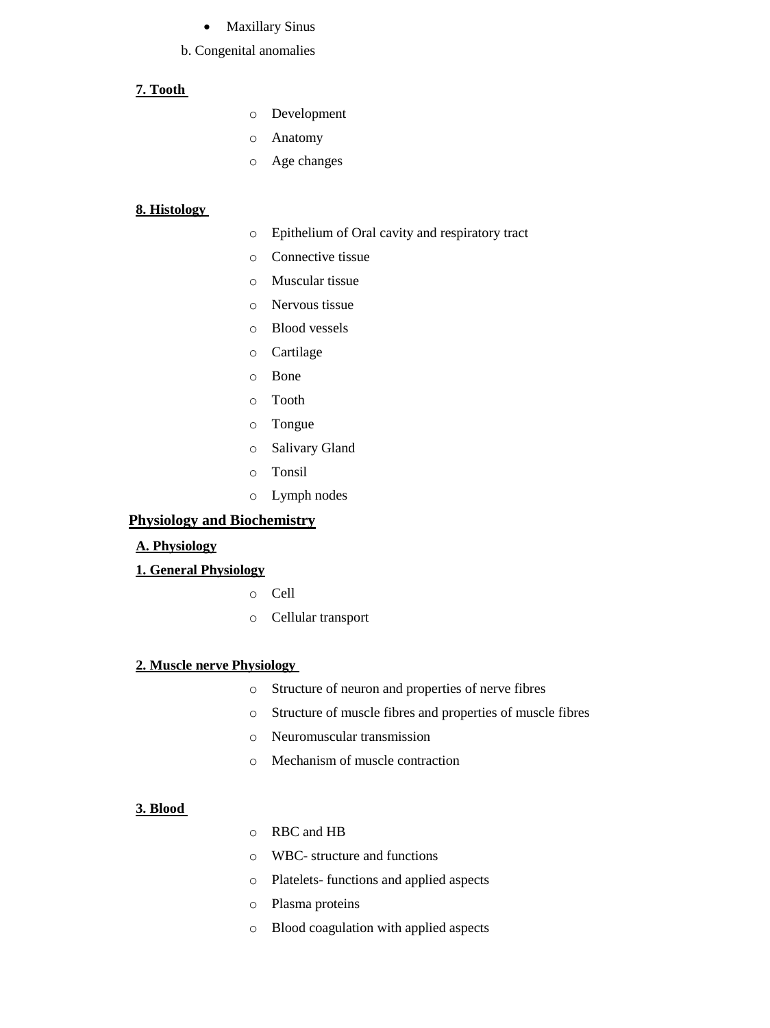- Maxillary Sinus

b. Congenital anomalies

**7. Tooth**

- Development
- Anatomy
- Age changes

**8. Histology**

- Epithelium of Oral cavity and respiratory tract
- Connective tissue
- Muscular tissue
- Nervous tissue
- Blood vessels
- Cartilage
- Bone
- Tooth
- Tongue
- Salivary Gland
- Tonsil
- Lymph nodes

## Physiology and Biochemistry

### A. Physiology

**1. General Physiology**

- Cell
- Cellular transport

**2. Muscle nerve Physiology**

- Structure of neuron and properties of nerve fibres
- Structure of muscle fibres and properties of muscle fibres
- Neuromuscular transmission
- Mechanism of muscle contraction

**3. Blood**

- RBC and HB
- WBC- structure and functions
- Platelets- functions and applied aspects
- Plasma proteins
- Blood coagulation with applied aspects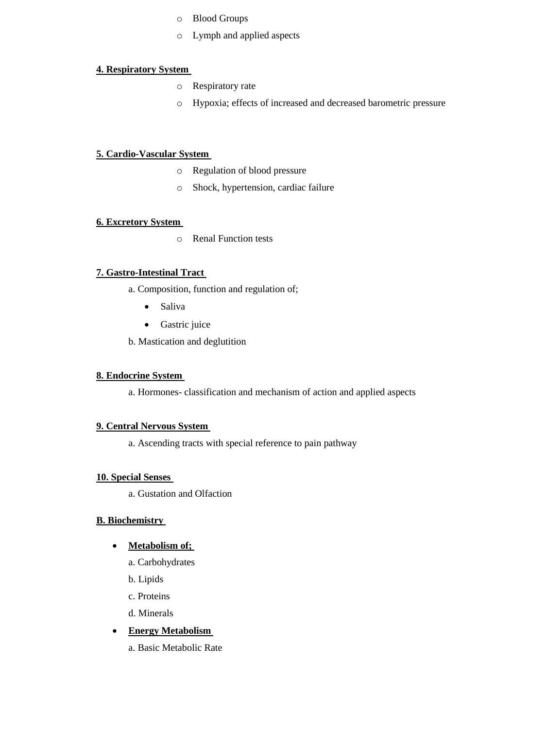- Blood Groups
- Lymph and applied aspects

**4. Respiratory System**

- Respiratory rate
- Hypoxia; effects of increased and decreased barometric pressure

**5. Cardio-Vascular System**

- Regulation of blood pressure
- Shock, hypertension, cardiac failure

**6. Excretory System**

- Renal Function tests

**7. Gastro-Intestinal Tract**

a. Composition, function and regulation of;

- Saliva
- Gastric juice

b. Mastication and deglutition

**8. Endocrine System**

a. Hormones- classification and mechanism of action and applied aspects

**9. Central Nervous System**

a. Ascending tracts with special reference to pain pathway

**10. Special Senses**

a. Gustation and Olfaction

**B. Biochemistry**

- **Metabolism of;**

  a. Carbohydrates

  b. Lipids

  c. Proteins

  d. Minerals

- **Energy Metabolism**

  a. Basic Metabolic Rate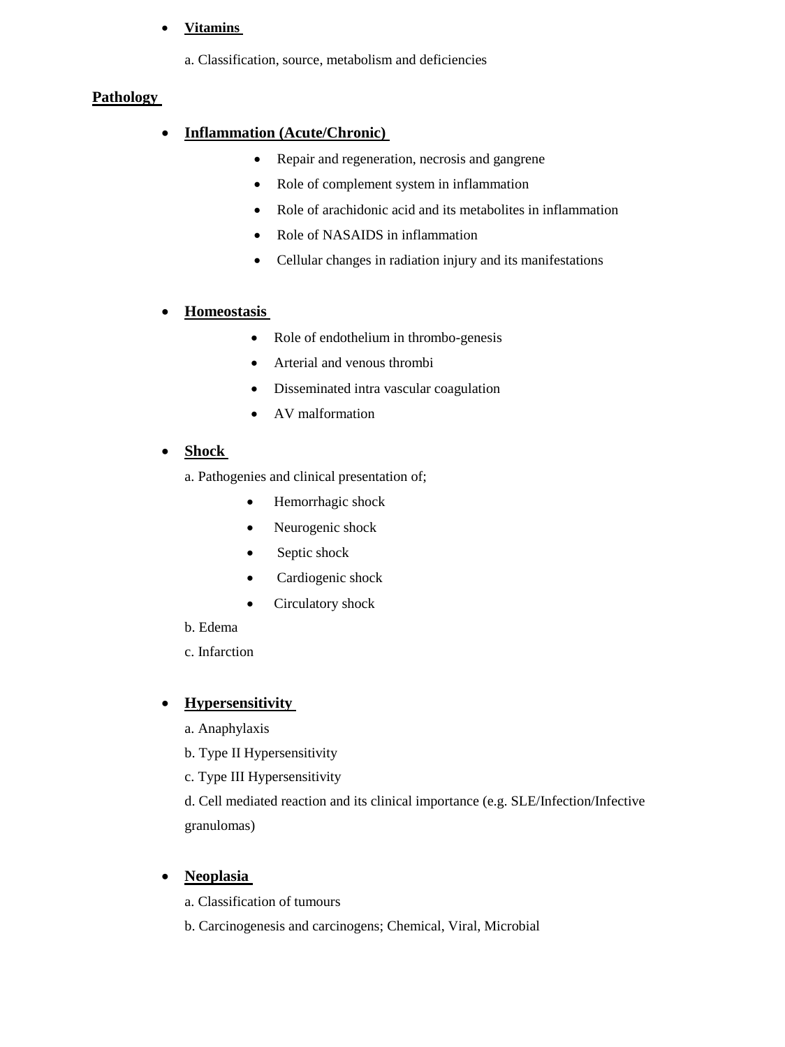- **Vitamins**

  a. Classification, source, metabolism and deficiencies

**Pathology**

- **Inflammation (Acute/Chronic)**
  - Repair and regeneration, necrosis and gangrene
  - Role of complement system in inflammation
  - Role of arachidonic acid and its metabolites in inflammation
  - Role of NASAIDS in inflammation
  - Cellular changes in radiation injury and its manifestations

- **Homeostasis**
  - Role of endothelium in thrombo-genesis
  - Arterial and venous thrombi
  - Disseminated intra vascular coagulation
  - AV malformation

- **Shock**

  a. Pathogenies and clinical presentation of;
  - Hemorrhagic shock
  - Neurogenic shock
  - Septic shock
  - Cardiogenic shock
  - Circulatory shock

  b. Edema

  c. Infarction

- **Hypersensitivity**

  a. Anaphylaxis

  b. Type II Hypersensitivity

  c. Type III Hypersensitivity

  d. Cell mediated reaction and its clinical importance (e.g. SLE/Infection/Infective granulomas)

- **Neoplasia**

  a. Classification of tumours

  b. Carcinogenesis and carcinogens; Chemical, Viral, Microbial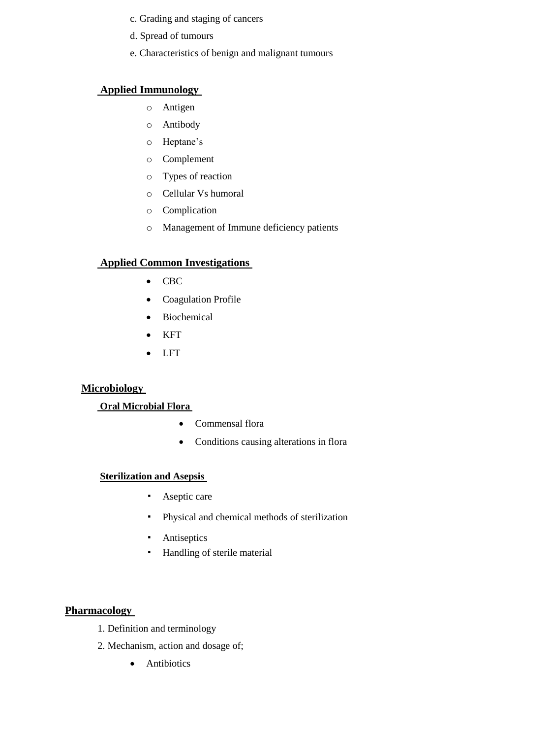c. Grading and staging of cancers

d. Spread of tumours

e. Characteristics of benign and malignant tumours

**Applied Immunology**

- Antigen
- Antibody
- Heptane's
- Complement
- Types of reaction
- Cellular Vs humoral
- Complication
- Management of Immune deficiency patients

**Applied Common Investigations**

- CBC
- Coagulation Profile
- Biochemical
- KFT
- LFT

## Microbiology

**Oral Microbial Flora**

- Commensal flora
- Conditions causing alterations in flora

**Sterilization and Asepsis**

- Aseptic care
- Physical and chemical methods of sterilization
- Antiseptics
- Handling of sterile material

## Pharmacology

1. Definition and terminology
2. Mechanism, action and dosage of;
   - Antibiotics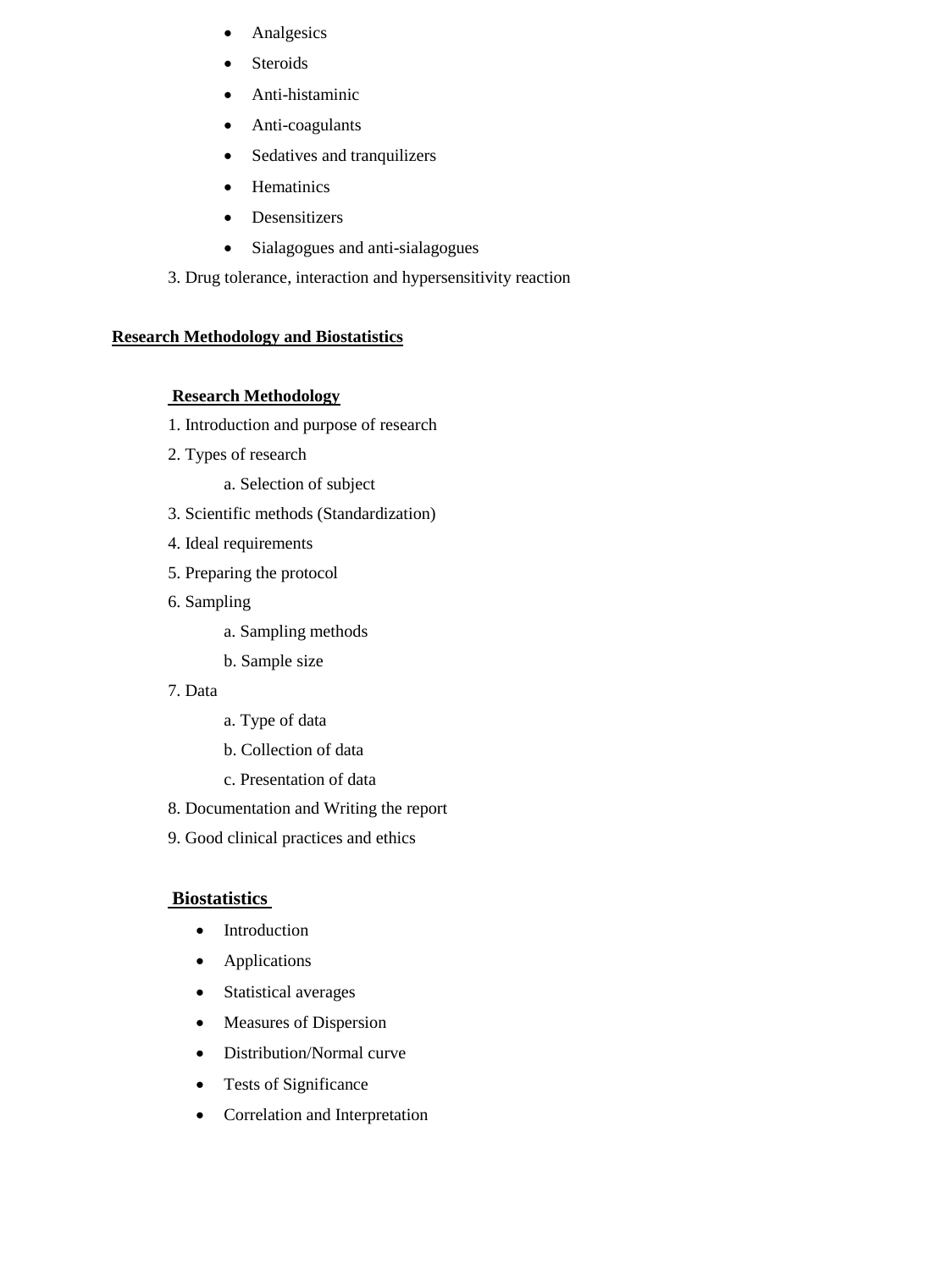- Analgesics
- Steroids
- Anti-histaminic
- Anti-coagulants
- Sedatives and tranquilizers
- Hematinics
- Desensitizers
- Sialagogues and anti-sialagogues

3. Drug tolerance, interaction and hypersensitivity reaction

## Research Methodology and Biostatistics

### Research Methodology

1. Introduction and purpose of research
2. Types of research
    a. Selection of subject
3. Scientific methods (Standardization)
4. Ideal requirements
5. Preparing the protocol
6. Sampling
    a. Sampling methods
    b. Sample size
7. Data
    a. Type of data
    b. Collection of data
    c. Presentation of data
8. Documentation and Writing the report
9. Good clinical practices and ethics

### Biostatistics

- Introduction
- Applications
- Statistical averages
- Measures of Dispersion
- Distribution/Normal curve
- Tests of Significance
- Correlation and Interpretation